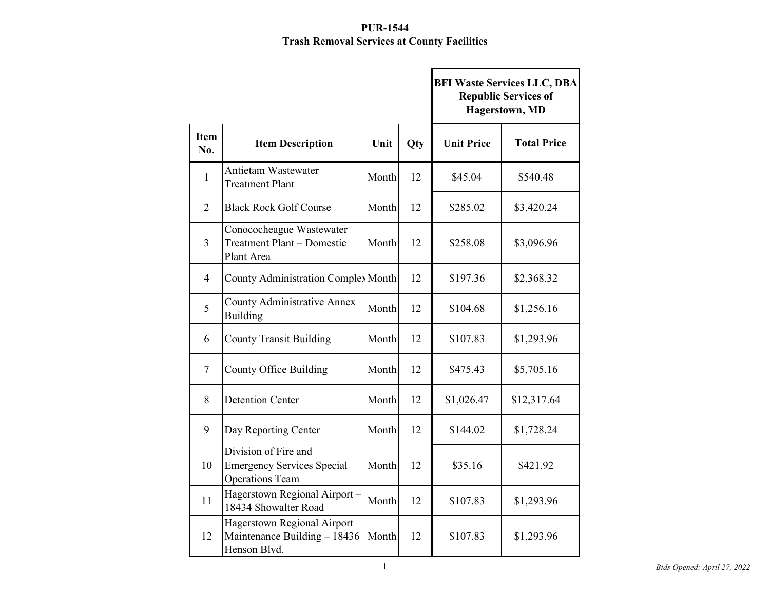**PUR-1544**
**Trash Removal Services at County Facilities**

| | | | | BFI Waste Services LLC, DBA Republic Services of Hagerstown, MD | |
|---|---|---|---|---|---|
| **Item No.** | **Item Description** | **Unit** | **Qty** | **Unit Price** | **Total Price** |
| 1 | Antietam Wastewater Treatment Plant | Month | 12 | $45.04 | $540.48 |
| 2 | Black Rock Golf Course | Month | 12 | $285.02 | $3,420.24 |
| 3 | Conococheague Wastewater Treatment Plant – Domestic Plant Area | Month | 12 | $258.08 | $3,096.96 |
| 4 | County Administration Complex | Month | 12 | $197.36 | $2,368.32 |
| 5 | County Administrative Annex Building | Month | 12 | $104.68 | $1,256.16 |
| 6 | County Transit Building | Month | 12 | $107.83 | $1,293.96 |
| 7 | County Office Building | Month | 12 | $475.43 | $5,705.16 |
| 8 | Detention Center | Month | 12 | $1,026.47 | $12,317.64 |
| 9 | Day Reporting Center | Month | 12 | $144.02 | $1,728.24 |
| 10 | Division of Fire and Emergency Services Special Operations Team | Month | 12 | $35.16 | $421.92 |
| 11 | Hagerstown Regional Airport – 18434 Showalter Road | Month | 12 | $107.83 | $1,293.96 |
| 12 | Hagerstown Regional Airport Maintenance Building – 18436 Henson Blvd. | Month | 12 | $107.83 | $1,293.96 |

*Bids Opened: April 27, 2022*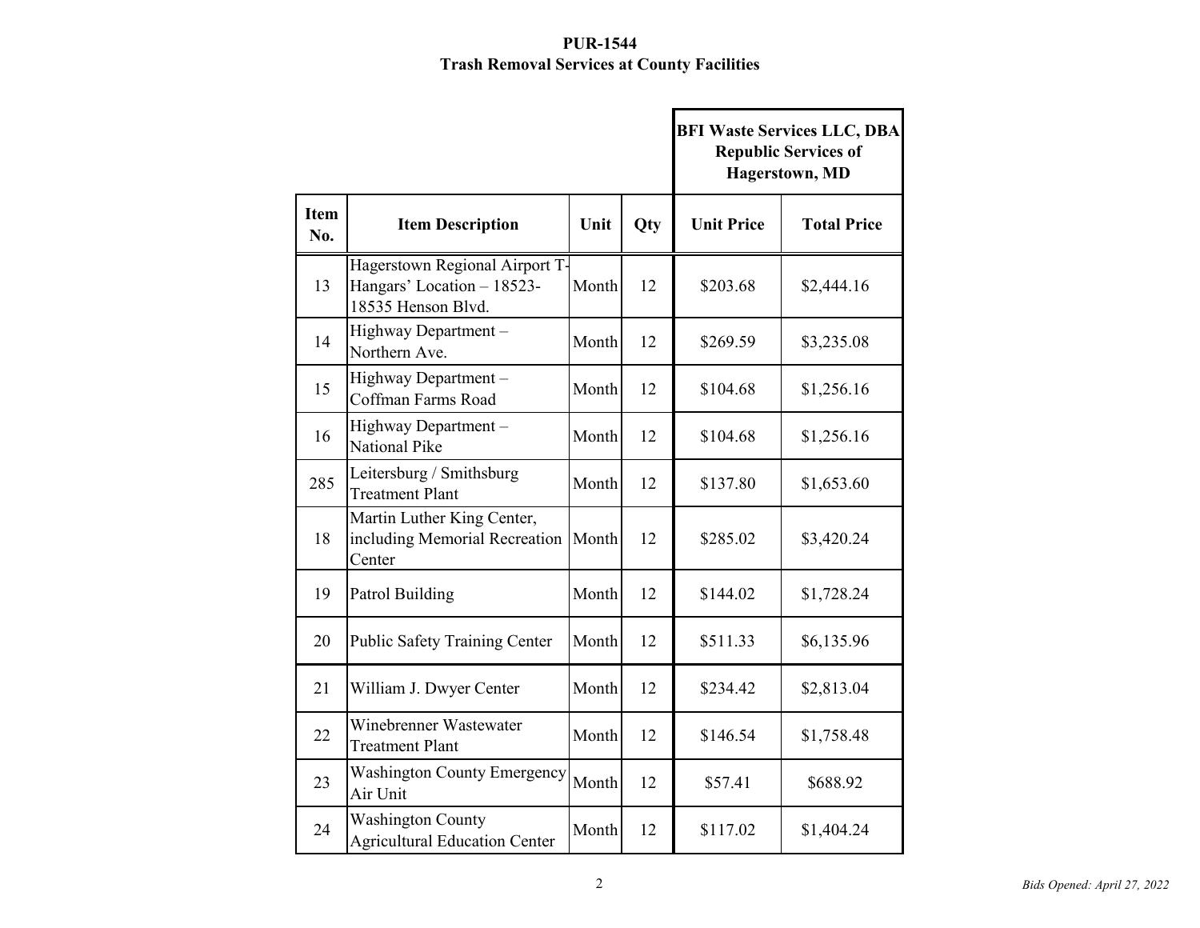**PUR-1544**
**Trash Removal Services at County Facilities**

| | | | | BFI Waste Services LLC, DBA Republic Services of Hagerstown, MD | |
|---|---|---|---|---|---|
| **Item No.** | **Item Description** | **Unit** | **Qty** | **Unit Price** | **Total Price** |
| 13 | Hagerstown Regional Airport T-Hangars' Location – 18523-18535 Henson Blvd. | Month | 12 | $203.68 | $2,444.16 |
| 14 | Highway Department – Northern Ave. | Month | 12 | $269.59 | $3,235.08 |
| 15 | Highway Department – Coffman Farms Road | Month | 12 | $104.68 | $1,256.16 |
| 16 | Highway Department – National Pike | Month | 12 | $104.68 | $1,256.16 |
| 285 | Leitersburg / Smithsburg Treatment Plant | Month | 12 | $137.80 | $1,653.60 |
| 18 | Martin Luther King Center, including Memorial Recreation Center | Month | 12 | $285.02 | $3,420.24 |
| 19 | Patrol Building | Month | 12 | $144.02 | $1,728.24 |
| 20 | Public Safety Training Center | Month | 12 | $511.33 | $6,135.96 |
| 21 | William J. Dwyer Center | Month | 12 | $234.42 | $2,813.04 |
| 22 | Winebrenner Wastewater Treatment Plant | Month | 12 | $146.54 | $1,758.48 |
| 23 | Washington County Emergency Air Unit | Month | 12 | $57.41 | $688.92 |
| 24 | Washington County Agricultural Education Center | Month | 12 | $117.02 | $1,404.24 |

*Bids Opened: April 27, 2022*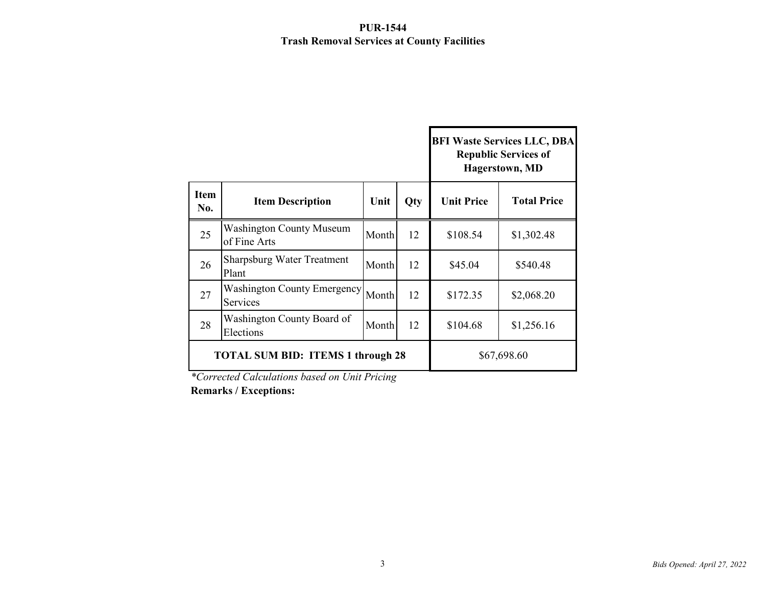**PUR-1544**
**Trash Removal Services at County Facilities**

| | | | | BFI Waste Services LLC, DBA Republic Services of Hagerstown, MD | |
|---|---|---|---|---|---|
| **Item No.** | **Item Description** | **Unit** | **Qty** | **Unit Price** | **Total Price** |
| 25 | Washington County Museum of Fine Arts | Month | 12 | $108.54 | $1,302.48 |
| 26 | Sharpsburg Water Treatment Plant | Month | 12 | $45.04 | $540.48 |
| 27 | Washington County Emergency Services | Month | 12 | $172.35 | $2,068.20 |
| 28 | Washington County Board of Elections | Month | 12 | $104.68 | $1,256.16 |
| **TOTAL SUM BID: ITEMS 1 through 28** | | | | $67,698.60 | |

*\*Corrected Calculations based on Unit Pricing*

**Remarks / Exceptions:**

*Bids Opened: April 27, 2022*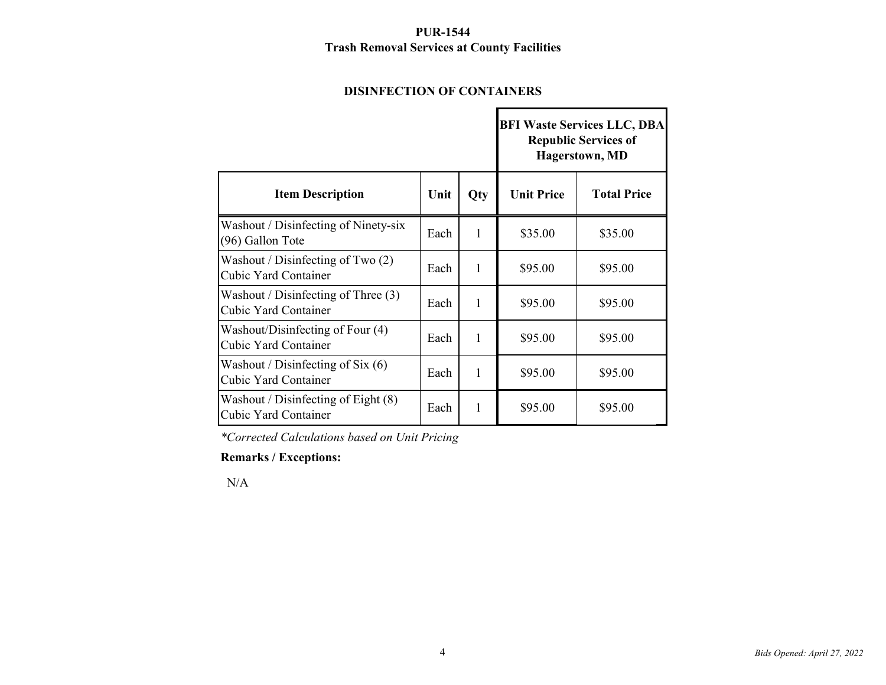**PUR-1544**
**Trash Removal Services at County Facilities**

## DISINFECTION OF CONTAINERS

| | | | BFI Waste Services LLC, DBA Republic Services of Hagerstown, MD | |
|---|---|---|---|---|
| **Item Description** | **Unit** | **Qty** | **Unit Price** | **Total Price** |
| Washout / Disinfecting of Ninety-six (96) Gallon Tote | Each | 1 | $35.00 | $35.00 |
| Washout / Disinfecting of Two (2) Cubic Yard Container | Each | 1 | $95.00 | $95.00 |
| Washout / Disinfecting of Three (3) Cubic Yard Container | Each | 1 | $95.00 | $95.00 |
| Washout/Disinfecting of Four (4) Cubic Yard Container | Each | 1 | $95.00 | $95.00 |
| Washout / Disinfecting of Six (6) Cubic Yard Container | Each | 1 | $95.00 | $95.00 |
| Washout / Disinfecting of Eight (8) Cubic Yard Container | Each | 1 | $95.00 | $95.00 |

*\*Corrected Calculations based on Unit Pricing*

**Remarks / Exceptions:**

N/A

*Bids Opened: April 27, 2022*